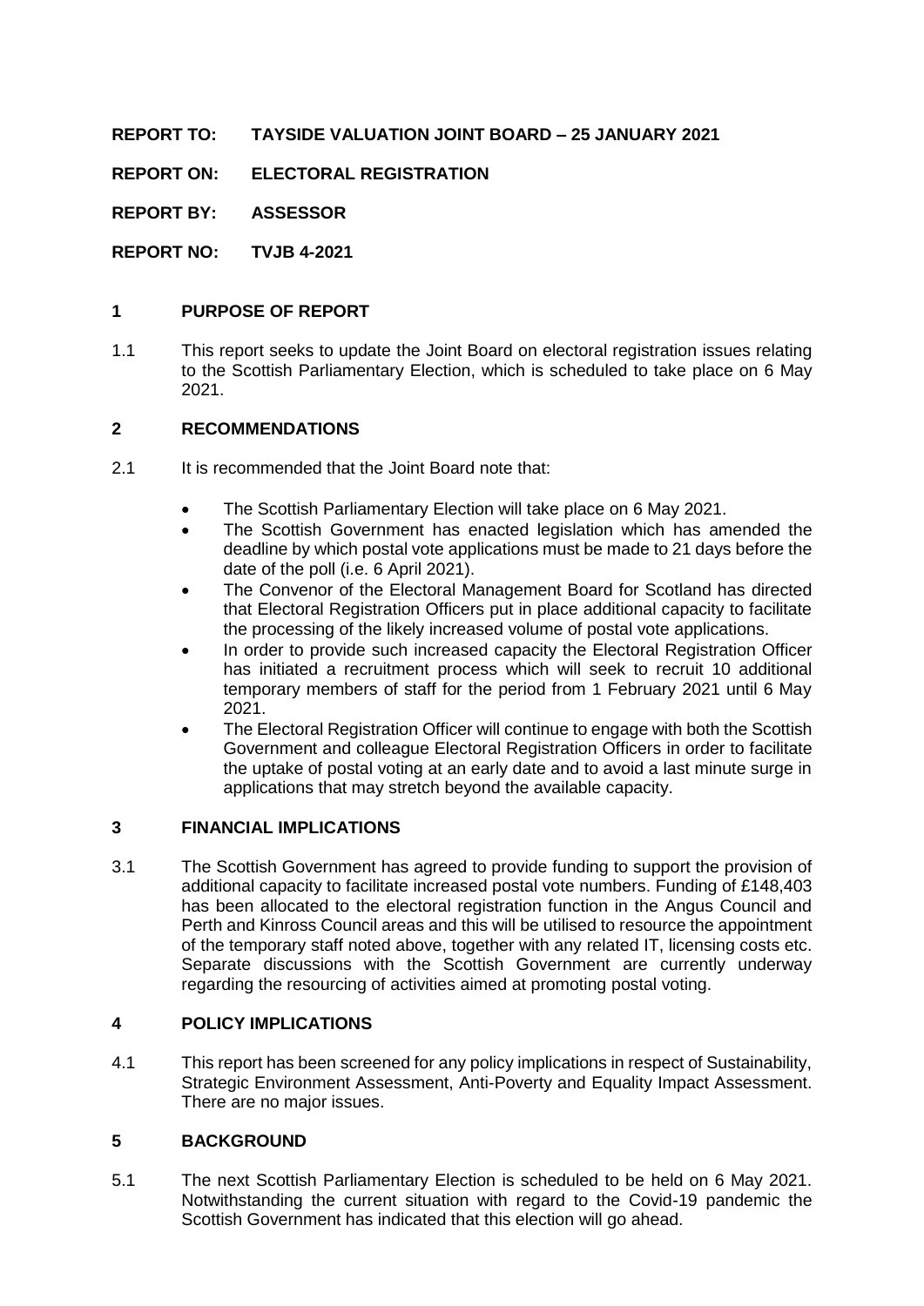**REPORT TO: TAYSIDE VALUATION JOINT BOARD – 25 JANUARY 2021**

**REPORT ON: ELECTORAL REGISTRATION**

**REPORT BY: ASSESSOR**

**REPORT NO: TVJB 4-2021**

## 1 PURPOSE OF REPORT

1.1 This report seeks to update the Joint Board on electoral registration issues relating to the Scottish Parliamentary Election, which is scheduled to take place on 6 May 2021.

## 2 RECOMMENDATIONS

2.1 It is recommended that the Joint Board note that:

- The Scottish Parliamentary Election will take place on 6 May 2021.
- The Scottish Government has enacted legislation which has amended the deadline by which postal vote applications must be made to 21 days before the date of the poll (i.e. 6 April 2021).
- The Convenor of the Electoral Management Board for Scotland has directed that Electoral Registration Officers put in place additional capacity to facilitate the processing of the likely increased volume of postal vote applications.
- In order to provide such increased capacity the Electoral Registration Officer has initiated a recruitment process which will seek to recruit 10 additional temporary members of staff for the period from 1 February 2021 until 6 May 2021.
- The Electoral Registration Officer will continue to engage with both the Scottish Government and colleague Electoral Registration Officers in order to facilitate the uptake of postal voting at an early date and to avoid a last minute surge in applications that may stretch beyond the available capacity.

## 3 FINANCIAL IMPLICATIONS

3.1 The Scottish Government has agreed to provide funding to support the provision of additional capacity to facilitate increased postal vote numbers. Funding of £148,403 has been allocated to the electoral registration function in the Angus Council and Perth and Kinross Council areas and this will be utilised to resource the appointment of the temporary staff noted above, together with any related IT, licensing costs etc. Separate discussions with the Scottish Government are currently underway regarding the resourcing of activities aimed at promoting postal voting.

## 4 POLICY IMPLICATIONS

4.1 This report has been screened for any policy implications in respect of Sustainability, Strategic Environment Assessment, Anti-Poverty and Equality Impact Assessment. There are no major issues.

## 5 BACKGROUND

5.1 The next Scottish Parliamentary Election is scheduled to be held on 6 May 2021. Notwithstanding the current situation with regard to the Covid-19 pandemic the Scottish Government has indicated that this election will go ahead.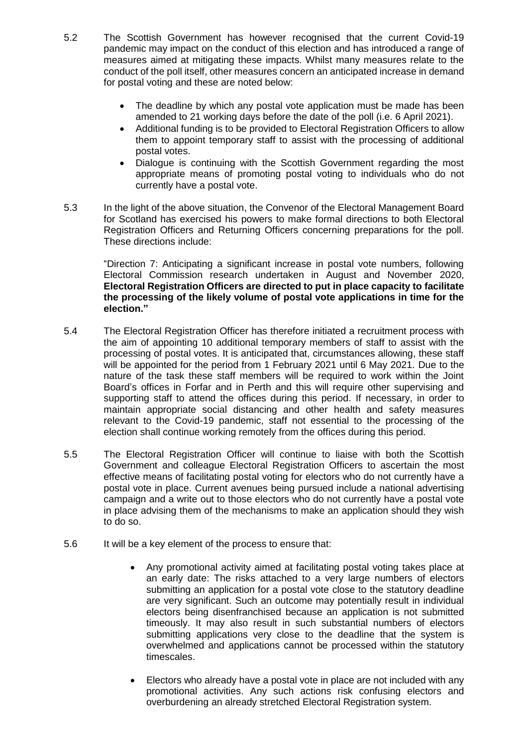5.2 The Scottish Government has however recognised that the current Covid-19 pandemic may impact on the conduct of this election and has introduced a range of measures aimed at mitigating these impacts. Whilst many measures relate to the conduct of the poll itself, other measures concern an anticipated increase in demand for postal voting and these are noted below:

- The deadline by which any postal vote application must be made has been amended to 21 working days before the date of the poll (i.e. 6 April 2021).
- Additional funding is to be provided to Electoral Registration Officers to allow them to appoint temporary staff to assist with the processing of additional postal votes.
- Dialogue is continuing with the Scottish Government regarding the most appropriate means of promoting postal voting to individuals who do not currently have a postal vote.

5.3 In the light of the above situation, the Convenor of the Electoral Management Board for Scotland has exercised his powers to make formal directions to both Electoral Registration Officers and Returning Officers concerning preparations for the poll. These directions include:

"Direction 7: Anticipating a significant increase in postal vote numbers, following Electoral Commission research undertaken in August and November 2020, **Electoral Registration Officers are directed to put in place capacity to facilitate the processing of the likely volume of postal vote applications in time for the election."**

5.4 The Electoral Registration Officer has therefore initiated a recruitment process with the aim of appointing 10 additional temporary members of staff to assist with the processing of postal votes. It is anticipated that, circumstances allowing, these staff will be appointed for the period from 1 February 2021 until 6 May 2021. Due to the nature of the task these staff members will be required to work within the Joint Board's offices in Forfar and in Perth and this will require other supervising and supporting staff to attend the offices during this period. If necessary, in order to maintain appropriate social distancing and other health and safety measures relevant to the Covid-19 pandemic, staff not essential to the processing of the election shall continue working remotely from the offices during this period.

5.5 The Electoral Registration Officer will continue to liaise with both the Scottish Government and colleague Electoral Registration Officers to ascertain the most effective means of facilitating postal voting for electors who do not currently have a postal vote in place. Current avenues being pursued include a national advertising campaign and a write out to those electors who do not currently have a postal vote in place advising them of the mechanisms to make an application should they wish to do so.

5.6 It will be a key element of the process to ensure that:

- Any promotional activity aimed at facilitating postal voting takes place at an early date: The risks attached to a very large numbers of electors submitting an application for a postal vote close to the statutory deadline are very significant. Such an outcome may potentially result in individual electors being disenfranchised because an application is not submitted timeously. It may also result in such substantial numbers of electors submitting applications very close to the deadline that the system is overwhelmed and applications cannot be processed within the statutory timescales.

- Electors who already have a postal vote in place are not included with any promotional activities. Any such actions risk confusing electors and overburdening an already stretched Electoral Registration system.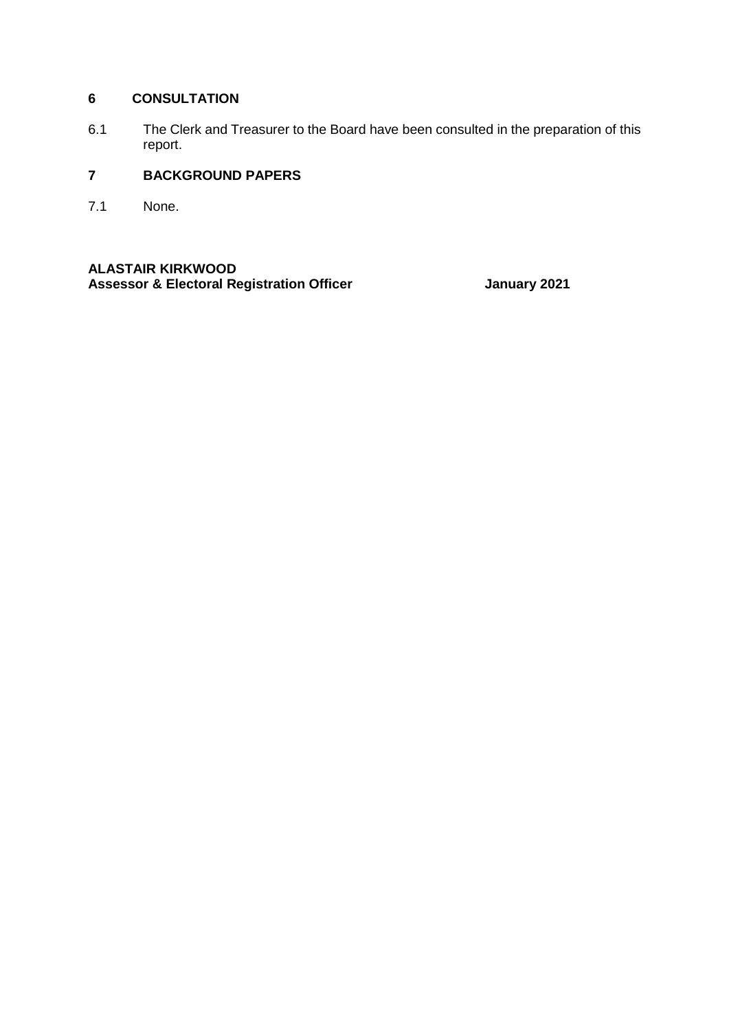## 6 CONSULTATION

6.1 The Clerk and Treasurer to the Board have been consulted in the preparation of this report.

## 7 BACKGROUND PAPERS

7.1 None.

**ALASTAIR KIRKWOOD**
**Assessor & Electoral Registration Officer** **January 2021**